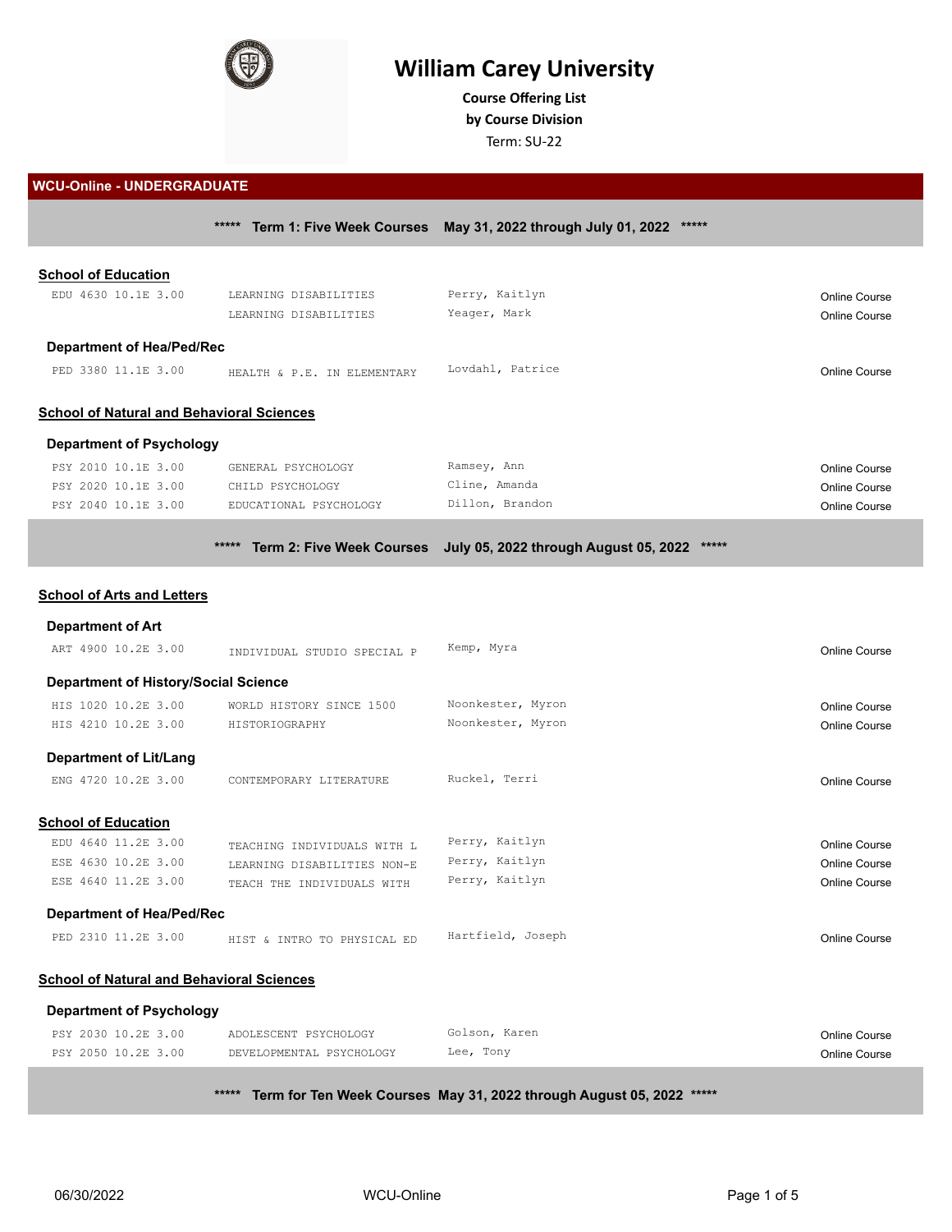# William Carey University

**Course Offering List**
**by Course Division**
Term: SU-22

## WCU-Online - UNDERGRADUATE

### ***** Term 1: Five Week Courses May 31, 2022 through July 01, 2022 *****

**School of Education**

| Course | Title | Instructor | Type |
|---|---|---|---|
| EDU 4630 10.1E 3.00 | LEARNING DISABILITIES | Perry, Kaitlyn | Online Course |
| | LEARNING DISABILITIES | Yeager, Mark | Online Course |

**Department of Hea/Ped/Rec**

| Course | Title | Instructor | Type |
|---|---|---|---|
| PED 3380 11.1E 3.00 | HEALTH & P.E. IN ELEMENTARY | Lovdahl, Patrice | Online Course |

**School of Natural and Behavioral Sciences**

**Department of Psychology**

| Course | Title | Instructor | Type |
|---|---|---|---|
| PSY 2010 10.1E 3.00 | GENERAL PSYCHOLOGY | Ramsey, Ann | Online Course |
| PSY 2020 10.1E 3.00 | CHILD PSYCHOLOGY | Cline, Amanda | Online Course |
| PSY 2040 10.1E 3.00 | EDUCATIONAL PSYCHOLOGY | Dillon, Brandon | Online Course |

### ***** Term 2: Five Week Courses July 05, 2022 through August 05, 2022 *****

**School of Arts and Letters**

**Department of Art**

| Course | Title | Instructor | Type |
|---|---|---|---|
| ART 4900 10.2E 3.00 | INDIVIDUAL STUDIO SPECIAL P | Kemp, Myra | Online Course |

**Department of History/Social Science**

| Course | Title | Instructor | Type |
|---|---|---|---|
| HIS 1020 10.2E 3.00 | WORLD HISTORY SINCE 1500 | Noonkester, Myron | Online Course |
| HIS 4210 10.2E 3.00 | HISTORIOGRAPHY | Noonkester, Myron | Online Course |

**Department of Lit/Lang**

| Course | Title | Instructor | Type |
|---|---|---|---|
| ENG 4720 10.2E 3.00 | CONTEMPORARY LITERATURE | Ruckel, Terri | Online Course |

**School of Education**

| Course | Title | Instructor | Type |
|---|---|---|---|
| EDU 4640 11.2E 3.00 | TEACHING INDIVIDUALS WITH L | Perry, Kaitlyn | Online Course |
| ESE 4630 10.2E 3.00 | LEARNING DISABILITIES NON-E | Perry, Kaitlyn | Online Course |
| ESE 4640 11.2E 3.00 | TEACH THE INDIVIDUALS WITH | Perry, Kaitlyn | Online Course |

**Department of Hea/Ped/Rec**

| Course | Title | Instructor | Type |
|---|---|---|---|
| PED 2310 11.2E 3.00 | HIST & INTRO TO PHYSICAL ED | Hartfield, Joseph | Online Course |

**School of Natural and Behavioral Sciences**

**Department of Psychology**

| Course | Title | Instructor | Type |
|---|---|---|---|
| PSY 2030 10.2E 3.00 | ADOLESCENT PSYCHOLOGY | Golson, Karen | Online Course |
| PSY 2050 10.2E 3.00 | DEVELOPMENTAL PSYCHOLOGY | Lee, Tony | Online Course |

### ***** Term for Ten Week Courses May 31, 2022 through August 05, 2022 *****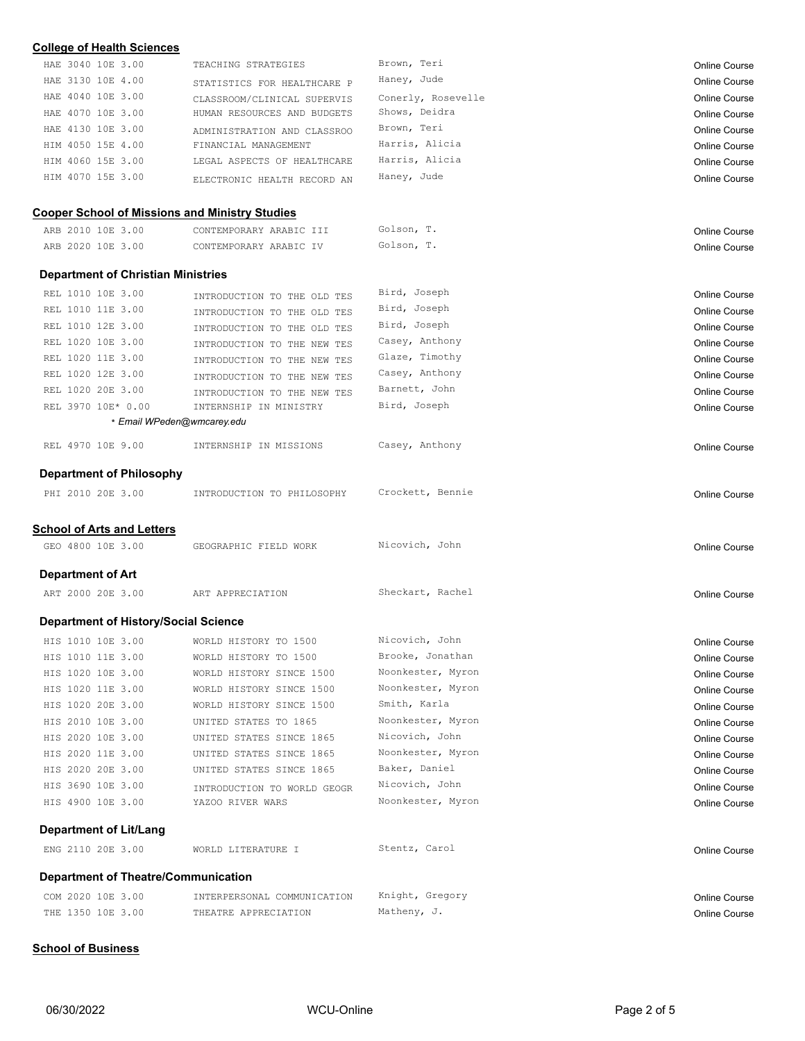## College of Health Sciences

| Course | Title | Instructor | Format |
|---|---|---|---|
| HAE 3040 10E 3.00 | TEACHING STRATEGIES | Brown, Teri | Online Course |
| HAE 3130 10E 4.00 | STATISTICS FOR HEALTHCARE P | Haney, Jude | Online Course |
| HAE 4040 10E 3.00 | CLASSROOM/CLINICAL SUPERVIS | Conerly, Rosevelle | Online Course |
| HAE 4070 10E 3.00 | HUMAN RESOURCES AND BUDGETS | Shows, Deidra | Online Course |
| HAE 4130 10E 3.00 | ADMINISTRATION AND CLASSROO | Brown, Teri | Online Course |
| HIM 4050 15E 4.00 | FINANCIAL MANAGEMENT | Harris, Alicia | Online Course |
| HIM 4060 15E 3.00 | LEGAL ASPECTS OF HEALTHCARE | Harris, Alicia | Online Course |
| HIM 4070 15E 3.00 | ELECTRONIC HEALTH RECORD AN | Haney, Jude | Online Course |

## Cooper School of Missions and Ministry Studies

| Course | Title | Instructor | Format |
|---|---|---|---|
| ARB 2010 10E 3.00 | CONTEMPORARY ARABIC III | Golson, T. | Online Course |
| ARB 2020 10E 3.00 | CONTEMPORARY ARABIC IV | Golson, T. | Online Course |

### Department of Christian Ministries

| Course | Title | Instructor | Format |
|---|---|---|---|
| REL 1010 10E 3.00 | INTRODUCTION TO THE OLD TES | Bird, Joseph | Online Course |
| REL 1010 11E 3.00 | INTRODUCTION TO THE OLD TES | Bird, Joseph | Online Course |
| REL 1010 12E 3.00 | INTRODUCTION TO THE OLD TES | Bird, Joseph | Online Course |
| REL 1020 10E 3.00 | INTRODUCTION TO THE NEW TES | Casey, Anthony | Online Course |
| REL 1020 11E 3.00 | INTRODUCTION TO THE NEW TES | Glaze, Timothy | Online Course |
| REL 1020 12E 3.00 | INTRODUCTION TO THE NEW TES | Casey, Anthony | Online Course |
| REL 1020 20E 3.00 | INTRODUCTION TO THE NEW TES | Barnett, John | Online Course |
| REL 3970 10E* 0.00 | INTERNSHIP IN MINISTRY | Bird, Joseph | Online Course |

*\* Email WPeden@wmcarey.edu*

| Course | Title | Instructor | Format |
|---|---|---|---|
| REL 4970 10E 9.00 | INTERNSHIP IN MISSIONS | Casey, Anthony | Online Course |

### Department of Philosophy

| Course | Title | Instructor | Format |
|---|---|---|---|
| PHI 2010 20E 3.00 | INTRODUCTION TO PHILOSOPHY | Crockett, Bennie | Online Course |

## School of Arts and Letters

| Course | Title | Instructor | Format |
|---|---|---|---|
| GEO 4800 10E 3.00 | GEOGRAPHIC FIELD WORK | Nicovich, John | Online Course |

### Department of Art

| Course | Title | Instructor | Format |
|---|---|---|---|
| ART 2000 20E 3.00 | ART APPRECIATION | Sheckart, Rachel | Online Course |

### Department of History/Social Science

| Course | Title | Instructor | Format |
|---|---|---|---|
| HIS 1010 10E 3.00 | WORLD HISTORY TO 1500 | Nicovich, John | Online Course |
| HIS 1010 11E 3.00 | WORLD HISTORY TO 1500 | Brooke, Jonathan | Online Course |
| HIS 1020 10E 3.00 | WORLD HISTORY SINCE 1500 | Noonkester, Myron | Online Course |
| HIS 1020 11E 3.00 | WORLD HISTORY SINCE 1500 | Noonkester, Myron | Online Course |
| HIS 1020 20E 3.00 | WORLD HISTORY SINCE 1500 | Smith, Karla | Online Course |
| HIS 2010 10E 3.00 | UNITED STATES TO 1865 | Noonkester, Myron | Online Course |
| HIS 2020 10E 3.00 | UNITED STATES SINCE 1865 | Nicovich, John | Online Course |
| HIS 2020 11E 3.00 | UNITED STATES SINCE 1865 | Noonkester, Myron | Online Course |
| HIS 2020 20E 3.00 | UNITED STATES SINCE 1865 | Baker, Daniel | Online Course |
| HIS 3690 10E 3.00 | INTRODUCTION TO WORLD GEOGR | Nicovich, John | Online Course |
| HIS 4900 10E 3.00 | YAZOO RIVER WARS | Noonkester, Myron | Online Course |

### Department of Lit/Lang

| Course | Title | Instructor | Format |
|---|---|---|---|
| ENG 2110 20E 3.00 | WORLD LITERATURE I | Stentz, Carol | Online Course |

### Department of Theatre/Communication

| Course | Title | Instructor | Format |
|---|---|---|---|
| COM 2020 10E 3.00 | INTERPERSONAL COMMUNICATION | Knight, Gregory | Online Course |
| THE 1350 10E 3.00 | THEATRE APPRECIATION | Matheny, J. | Online Course |

## School of Business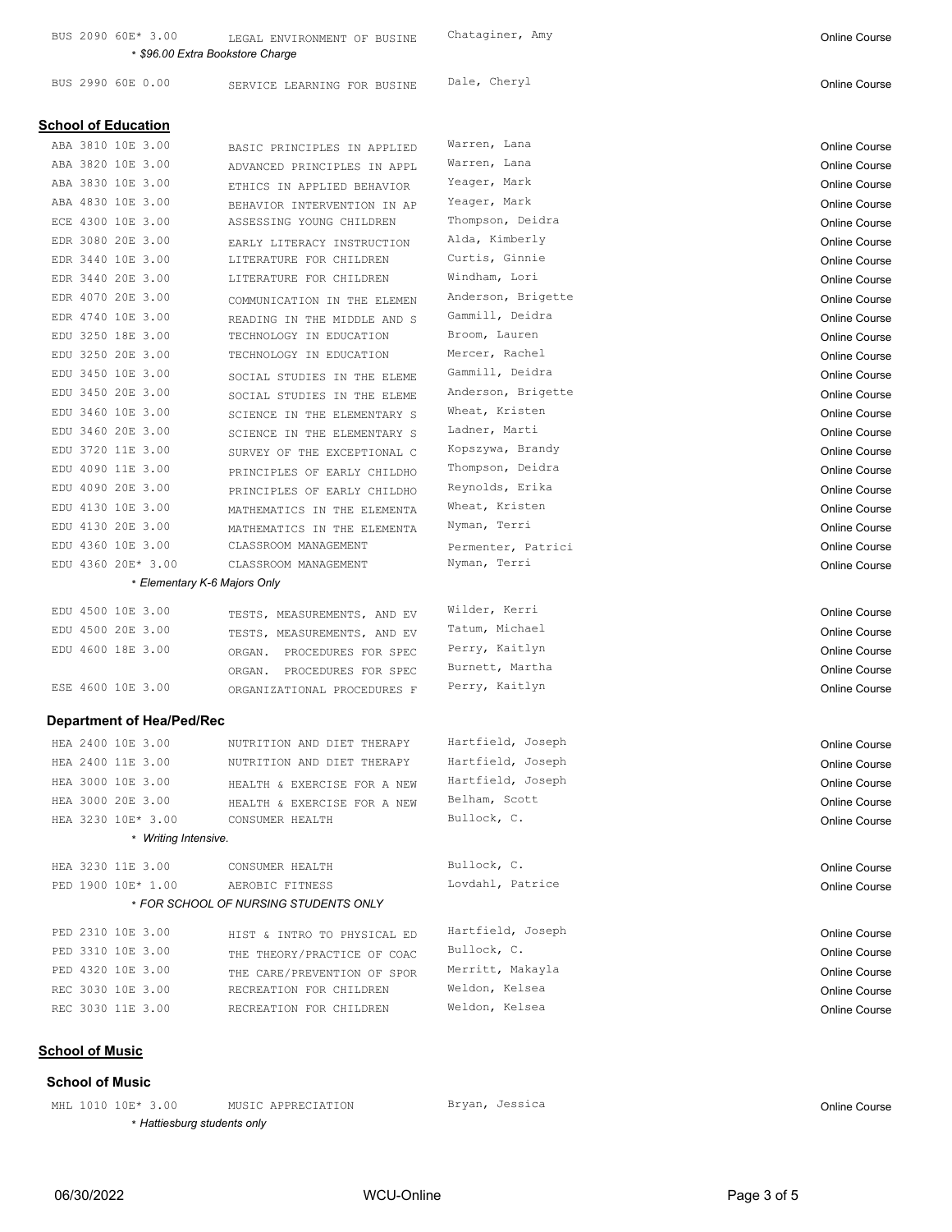| | | | |
|---|---|---|---|
| BUS 2090 60E* 3.00 | LEGAL ENVIRONMENT OF BUSINE | Chataginer, Amy | Online Course |
| *\* $96.00 Extra Bookstore Charge* | | | |
| BUS 2990 60E 0.00 | SERVICE LEARNING FOR BUSINE | Dale, Cheryl | Online Course |

## School of Education

| | | | |
|---|---|---|---|
| ABA 3810 10E 3.00 | BASIC PRINCIPLES IN APPLIED | Warren, Lana | Online Course |
| ABA 3820 10E 3.00 | ADVANCED PRINCIPLES IN APPL | Warren, Lana | Online Course |
| ABA 3830 10E 3.00 | ETHICS IN APPLIED BEHAVIOR | Yeager, Mark | Online Course |
| ABA 4830 10E 3.00 | BEHAVIOR INTERVENTION IN AP | Yeager, Mark | Online Course |
| ECE 4300 10E 3.00 | ASSESSING YOUNG CHILDREN | Thompson, Deidra | Online Course |
| EDR 3080 20E 3.00 | EARLY LITERACY INSTRUCTION | Alda, Kimberly | Online Course |
| EDR 3440 10E 3.00 | LITERATURE FOR CHILDREN | Curtis, Ginnie | Online Course |
| EDR 3440 20E 3.00 | LITERATURE FOR CHILDREN | Windham, Lori | Online Course |
| EDR 4070 20E 3.00 | COMMUNICATION IN THE ELEMEN | Anderson, Brigette | Online Course |
| EDR 4740 10E 3.00 | READING IN THE MIDDLE AND S | Gammill, Deidra | Online Course |
| EDU 3250 18E 3.00 | TECHNOLOGY IN EDUCATION | Broom, Lauren | Online Course |
| EDU 3250 20E 3.00 | TECHNOLOGY IN EDUCATION | Mercer, Rachel | Online Course |
| EDU 3450 10E 3.00 | SOCIAL STUDIES IN THE ELEME | Gammill, Deidra | Online Course |
| EDU 3450 20E 3.00 | SOCIAL STUDIES IN THE ELEME | Anderson, Brigette | Online Course |
| EDU 3460 10E 3.00 | SCIENCE IN THE ELEMENTARY S | Wheat, Kristen | Online Course |
| EDU 3460 20E 3.00 | SCIENCE IN THE ELEMENTARY S | Ladner, Marti | Online Course |
| EDU 3720 11E 3.00 | SURVEY OF THE EXCEPTIONAL C | Kopszywa, Brandy | Online Course |
| EDU 4090 11E 3.00 | PRINCIPLES OF EARLY CHILDHO | Thompson, Deidra | Online Course |
| EDU 4090 20E 3.00 | PRINCIPLES OF EARLY CHILDHO | Reynolds, Erika | Online Course |
| EDU 4130 10E 3.00 | MATHEMATICS IN THE ELEMENTA | Wheat, Kristen | Online Course |
| EDU 4130 20E 3.00 | MATHEMATICS IN THE ELEMENTA | Nyman, Terri | Online Course |
| EDU 4360 10E 3.00 | CLASSROOM MANAGEMENT | Permenter, Patrici | Online Course |
| EDU 4360 20E* 3.00 | CLASSROOM MANAGEMENT | Nyman, Terri | Online Course |
| *\* Elementary K-6 Majors Only* | | | |
| EDU 4500 10E 3.00 | TESTS, MEASUREMENTS, AND EV | Wilder, Kerri | Online Course |
| EDU 4500 20E 3.00 | TESTS, MEASUREMENTS, AND EV | Tatum, Michael | Online Course |
| EDU 4600 18E 3.00 | ORGAN. PROCEDURES FOR SPEC | Perry, Kaitlyn | Online Course |
| | ORGAN. PROCEDURES FOR SPEC | Burnett, Martha | Online Course |
| ESE 4600 10E 3.00 | ORGANIZATIONAL PROCEDURES F | Perry, Kaitlyn | Online Course |

### Department of Hea/Ped/Rec

| | | | |
|---|---|---|---|
| HEA 2400 10E 3.00 | NUTRITION AND DIET THERAPY | Hartfield, Joseph | Online Course |
| HEA 2400 11E 3.00 | NUTRITION AND DIET THERAPY | Hartfield, Joseph | Online Course |
| HEA 3000 10E 3.00 | HEALTH & EXERCISE FOR A NEW | Hartfield, Joseph | Online Course |
| HEA 3000 20E 3.00 | HEALTH & EXERCISE FOR A NEW | Belham, Scott | Online Course |
| HEA 3230 10E* 3.00 | CONSUMER HEALTH | Bullock, C. | Online Course |
| *\* Writing Intensive.* | | | |
| HEA 3230 11E 3.00 | CONSUMER HEALTH | Bullock, C. | Online Course |
| PED 1900 10E* 1.00 | AEROBIC FITNESS | Lovdahl, Patrice | Online Course |
| *\* FOR SCHOOL OF NURSING STUDENTS ONLY* | | | |
| PED 2310 10E 3.00 | HIST & INTRO TO PHYSICAL ED | Hartfield, Joseph | Online Course |
| PED 3310 10E 3.00 | THE THEORY/PRACTICE OF COAC | Bullock, C. | Online Course |
| PED 4320 10E 3.00 | THE CARE/PREVENTION OF SPOR | Merritt, Makayla | Online Course |
| REC 3030 10E 3.00 | RECREATION FOR CHILDREN | Weldon, Kelsea | Online Course |
| REC 3030 11E 3.00 | RECREATION FOR CHILDREN | Weldon, Kelsea | Online Course |

## School of Music

### School of Music

| | | | |
|---|---|---|---|
| MHL 1010 10E* 3.00 | MUSIC APPRECIATION | Bryan, Jessica | Online Course |
| *\* Hattiesburg students only* | | | |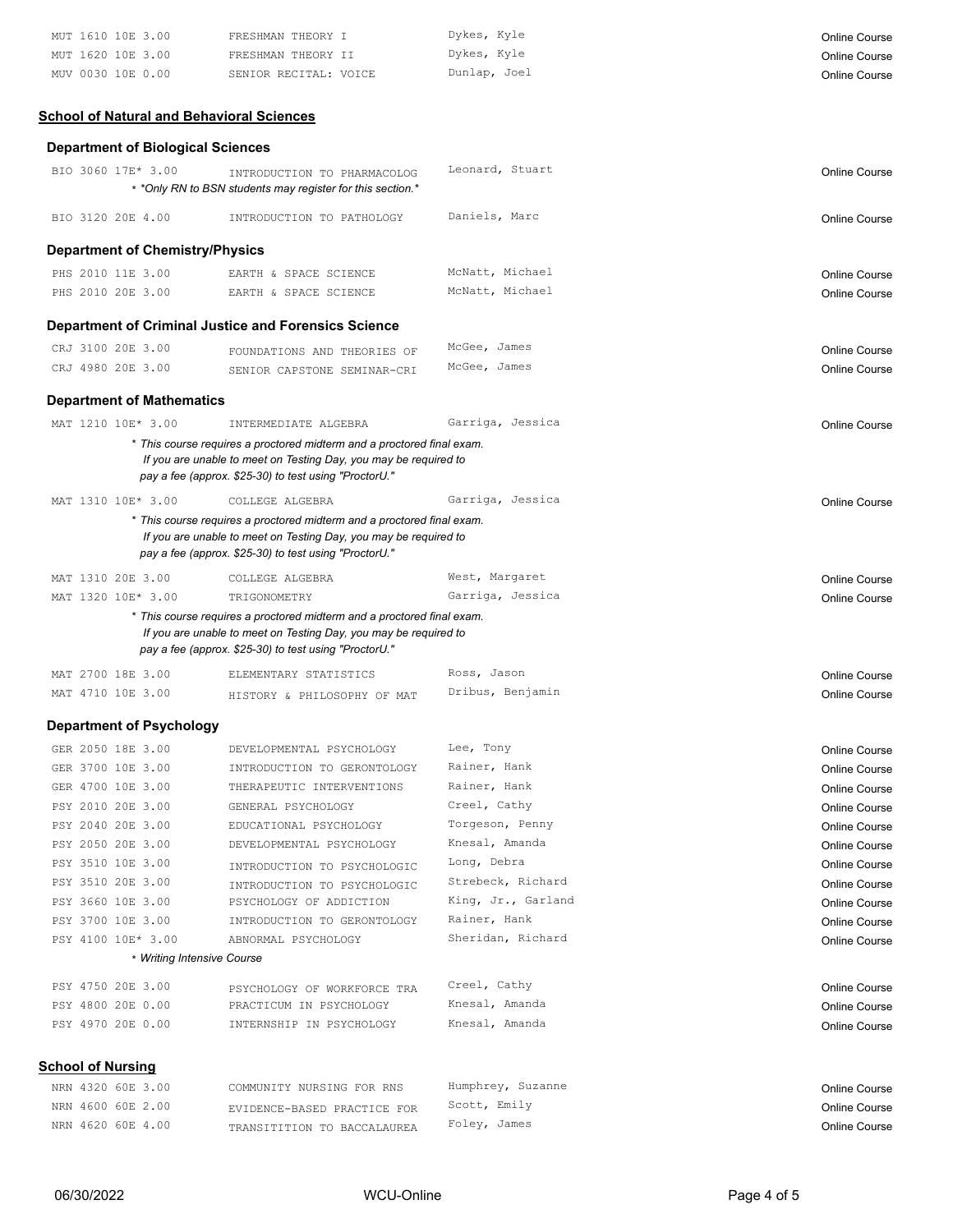| Course | Title | Instructor | Format |
|---|---|---|---|
| MUT 1610 10E 3.00 | FRESHMAN THEORY I | Dykes, Kyle | Online Course |
| MUT 1620 10E 3.00 | FRESHMAN THEORY II | Dykes, Kyle | Online Course |
| MUV 0030 10E 0.00 | SENIOR RECITAL: VOICE | Dunlap, Joel | Online Course |

## School of Natural and Behavioral Sciences

### Department of Biological Sciences

| Course | Title | Instructor | Format |
|---|---|---|---|
| BIO 3060 17E* 3.00 | INTRODUCTION TO PHARMACOLOG | Leonard, Stuart | Online Course |
| | * *Only RN to BSN students may register for this section.* | | |
| BIO 3120 20E 4.00 | INTRODUCTION TO PATHOLOGY | Daniels, Marc | Online Course |

### Department of Chemistry/Physics

| Course | Title | Instructor | Format |
|---|---|---|---|
| PHS 2010 11E 3.00 | EARTH & SPACE SCIENCE | McNatt, Michael | Online Course |
| PHS 2010 20E 3.00 | EARTH & SPACE SCIENCE | McNatt, Michael | Online Course |

### Department of Criminal Justice and Forensics Science

| Course | Title | Instructor | Format |
|---|---|---|---|
| CRJ 3100 20E 3.00 | FOUNDATIONS AND THEORIES OF | McGee, James | Online Course |
| CRJ 4980 20E 3.00 | SENIOR CAPSTONE SEMINAR-CRI | McGee, James | Online Course |

### Department of Mathematics

| Course | Title | Instructor | Format |
|---|---|---|---|
| MAT 1210 10E* 3.00 | INTERMEDIATE ALGEBRA | Garriga, Jessica | Online Course |
| | * This course requires a proctored midterm and a proctored final exam. If you are unable to meet on Testing Day, you may be required to pay a fee (approx. $25-30) to test using "ProctorU." | | |
| MAT 1310 10E* 3.00 | COLLEGE ALGEBRA | Garriga, Jessica | Online Course |
| | * This course requires a proctored midterm and a proctored final exam. If you are unable to meet on Testing Day, you may be required to pay a fee (approx. $25-30) to test using "ProctorU." | | |
| MAT 1310 20E 3.00 | COLLEGE ALGEBRA | West, Margaret | Online Course |
| MAT 1320 10E* 3.00 | TRIGONOMETRY | Garriga, Jessica | Online Course |
| | * This course requires a proctored midterm and a proctored final exam. If you are unable to meet on Testing Day, you may be required to pay a fee (approx. $25-30) to test using "ProctorU." | | |
| MAT 2700 18E 3.00 | ELEMENTARY STATISTICS | Ross, Jason | Online Course |
| MAT 4710 10E 3.00 | HISTORY & PHILOSOPHY OF MAT | Dribus, Benjamin | Online Course |

### Department of Psychology

| Course | Title | Instructor | Format |
|---|---|---|---|
| GER 2050 18E 3.00 | DEVELOPMENTAL PSYCHOLOGY | Lee, Tony | Online Course |
| GER 3700 10E 3.00 | INTRODUCTION TO GERONTOLOGY | Rainer, Hank | Online Course |
| GER 4700 10E 3.00 | THERAPEUTIC INTERVENTIONS | Rainer, Hank | Online Course |
| PSY 2010 20E 3.00 | GENERAL PSYCHOLOGY | Creel, Cathy | Online Course |
| PSY 2040 20E 3.00 | EDUCATIONAL PSYCHOLOGY | Torgeson, Penny | Online Course |
| PSY 2050 20E 3.00 | DEVELOPMENTAL PSYCHOLOGY | Knesal, Amanda | Online Course |
| PSY 3510 10E 3.00 | INTRODUCTION TO PSYCHOLOGIC | Long, Debra | Online Course |
| PSY 3510 20E 3.00 | INTRODUCTION TO PSYCHOLOGIC | Strebeck, Richard | Online Course |
| PSY 3660 10E 3.00 | PSYCHOLOGY OF ADDICTION | King, Jr., Garland | Online Course |
| PSY 3700 10E 3.00 | INTRODUCTION TO GERONTOLOGY | Rainer, Hank | Online Course |
| PSY 4100 10E* 3.00 | ABNORMAL PSYCHOLOGY | Sheridan, Richard | Online Course |
| | * Writing Intensive Course | | |
| PSY 4750 20E 3.00 | PSYCHOLOGY OF WORKFORCE TRA | Creel, Cathy | Online Course |
| PSY 4800 20E 0.00 | PRACTICUM IN PSYCHOLOGY | Knesal, Amanda | Online Course |
| PSY 4970 20E 0.00 | INTERNSHIP IN PSYCHOLOGY | Knesal, Amanda | Online Course |

## School of Nursing

| Course | Title | Instructor | Format |
|---|---|---|---|
| NRN 4320 60E 3.00 | COMMUNITY NURSING FOR RNS | Humphrey, Suzanne | Online Course |
| NRN 4600 60E 2.00 | EVIDENCE-BASED PRACTICE FOR | Scott, Emily | Online Course |
| NRN 4620 60E 4.00 | TRANSITITION TO BACCALAUREA | Foley, James | Online Course |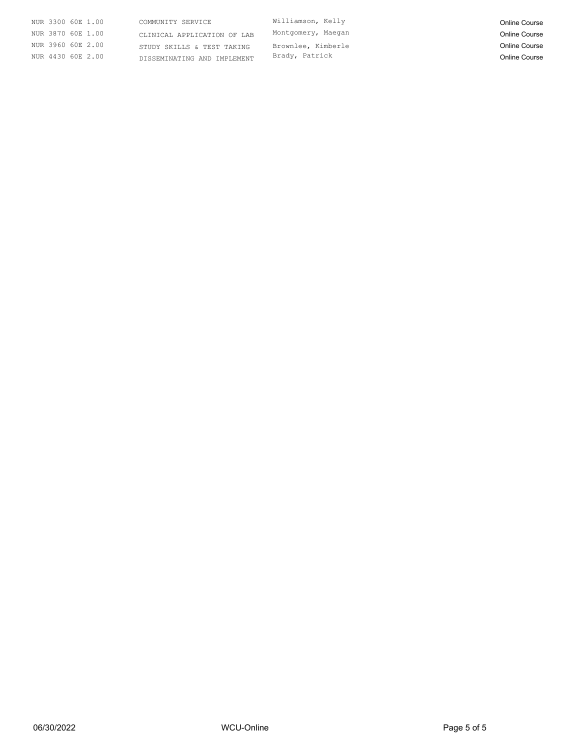| | | | |
|---|---|---|---|
| NUR 3300 60E 1.00 | COMMUNITY SERVICE | Williamson, Kelly | Online Course |
| NUR 3870 60E 1.00 | CLINICAL APPLICATION OF LAB | Montgomery, Maegan | Online Course |
| NUR 3960 60E 2.00 | STUDY SKILLS & TEST TAKING | Brownlee, Kimberle | Online Course |
| NUR 4430 60E 2.00 | DISSEMINATING AND IMPLEMENT | Brady, Patrick | Online Course |